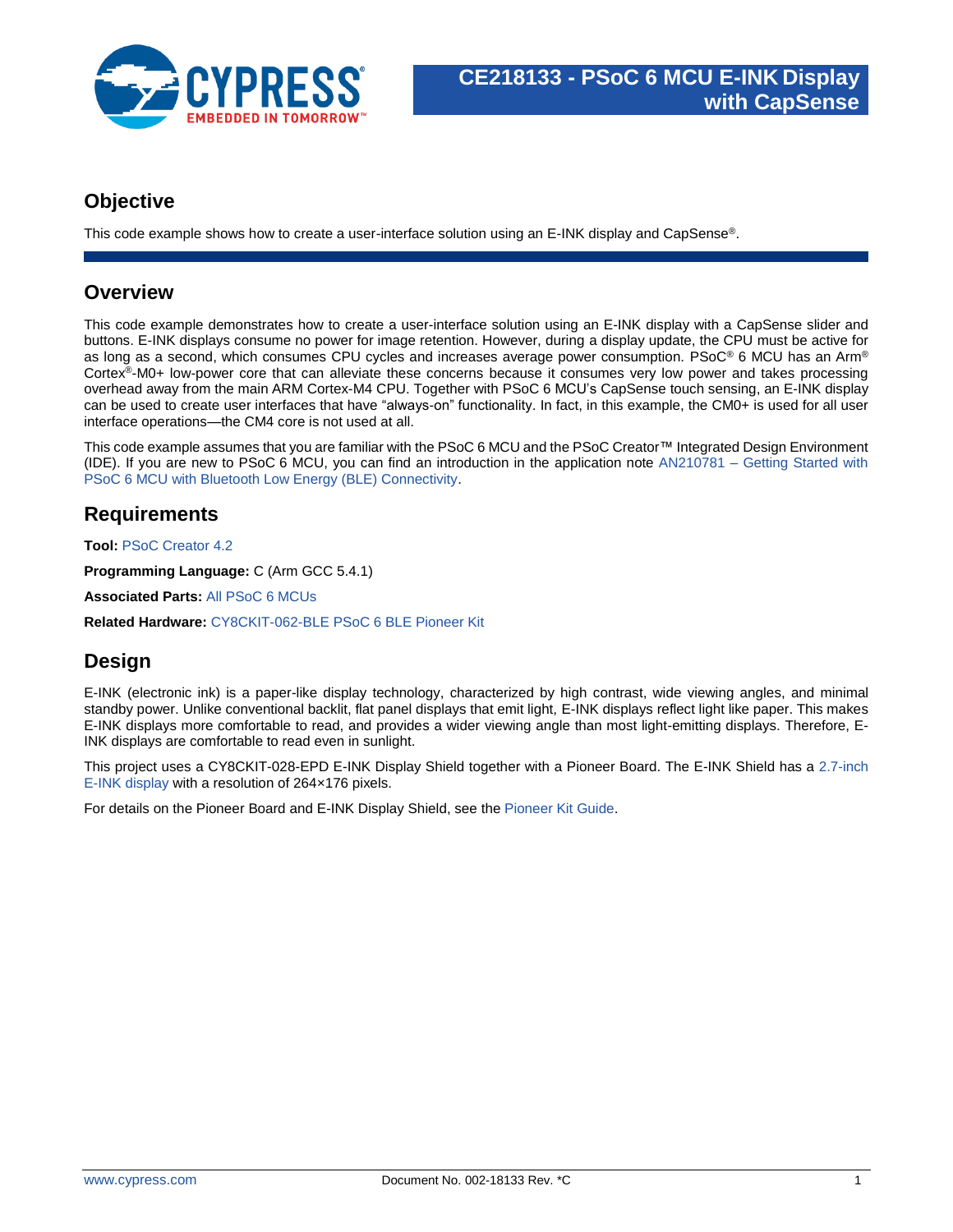# CE218133 - PSoC 6 MCU E-INK Display with CapSense

## Objective

This code example shows how to create a user-interface solution using an E-INK display and CapSense®.

## Overview

This code example demonstrates how to create a user-interface solution using an E-INK display with a CapSense slider and buttons. E-INK displays consume no power for image retention. However, during a display update, the CPU must be active for as long as a second, which consumes CPU cycles and increases average power consumption. PSoC® 6 MCU has an Arm® Cortex®-M0+ low-power core that can alleviate these concerns because it consumes very low power and takes processing overhead away from the main ARM Cortex-M4 CPU. Together with PSoC 6 MCU's CapSense touch sensing, an E-INK display can be used to create user interfaces that have "always-on" functionality. In fact, in this example, the CM0+ is used for all user interface operations—the CM4 core is not used at all.

This code example assumes that you are familiar with the PSoC 6 MCU and the PSoC Creator™ Integrated Design Environment (IDE). If you are new to PSoC 6 MCU, you can find an introduction in the application note AN210781 – Getting Started with PSoC 6 MCU with Bluetooth Low Energy (BLE) Connectivity.

## Requirements

**Tool:** PSoC Creator 4.2

**Programming Language:** C (Arm GCC 5.4.1)

**Associated Parts:** All PSoC 6 MCUs

**Related Hardware:** CY8CKIT-062-BLE PSoC 6 BLE Pioneer Kit

## Design

E-INK (electronic ink) is a paper-like display technology, characterized by high contrast, wide viewing angles, and minimal standby power. Unlike conventional backlit, flat panel displays that emit light, E-INK displays reflect light like paper. This makes E-INK displays more comfortable to read, and provides a wider viewing angle than most light-emitting displays. Therefore, E-INK displays are comfortable to read even in sunlight.

This project uses a CY8CKIT-028-EPD E-INK Display Shield together with a Pioneer Board. The E-INK Shield has a 2.7-inch E-INK display with a resolution of 264×176 pixels.

For details on the Pioneer Board and E-INK Display Shield, see the Pioneer Kit Guide.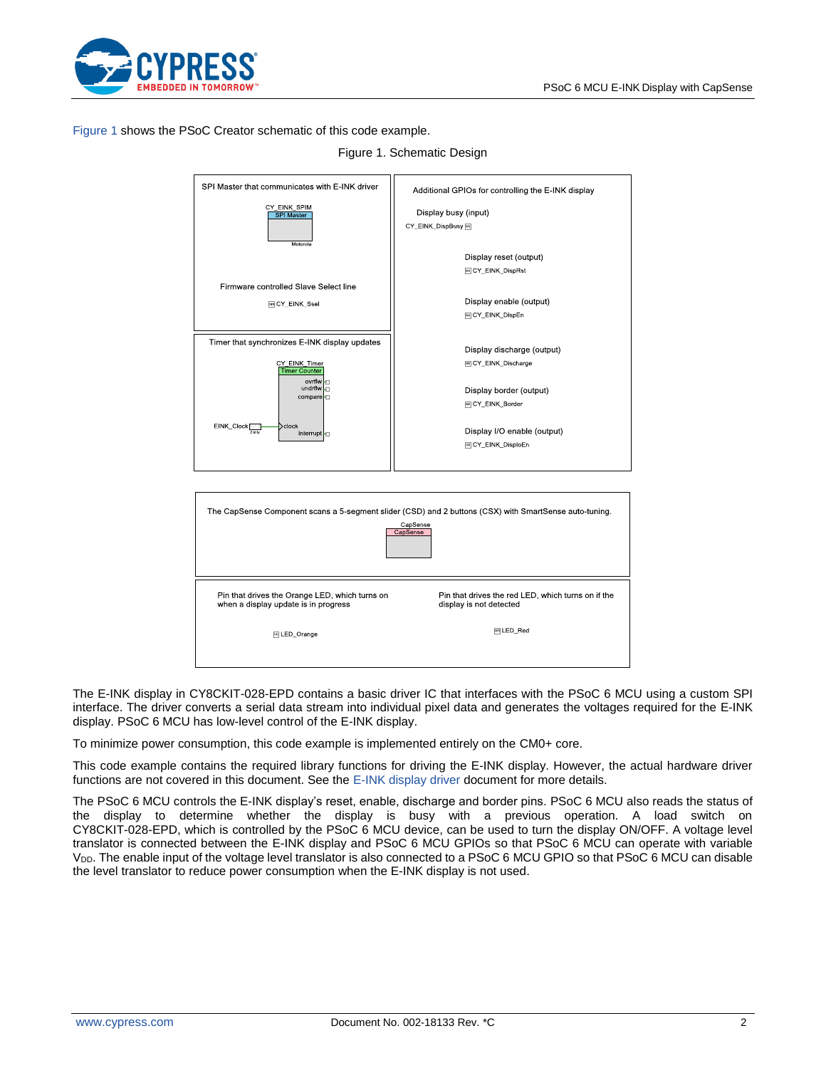Figure 1 shows the PSoC Creator schematic of this code example.

Figure 1. Schematic Design

SPI Master that communicates with E-INK driver

CY_EINK_SPIM
SPI Master

Motorola

Firmware controlled Slave Select line

CY_EINK_Ssel

Timer that synchronizes E-INK display updates

CY_EINK_Timer
Timer Counter

ovrflw
undrflw
compare

EINK_Clock
clock
interrupt

Additional GPIOs for controlling the E-INK display

Display busy (input)
CY_EINK_DispBusy

Display reset (output)
CY_EINK_DispRst

Display enable (output)
CY_EINK_DispEn

Display discharge (output)
CY_EINK_Discharge

Display border (output)
CY_EINK_Border

Display I/O enable (output)
CY_EINK_DispIoEn

The CapSense Component scans a 5-segment slider (CSD) and 2 buttons (CSX) with SmartSense auto-tuning.

CapSense
CapSense

Pin that drives the Orange LED, which turns on when a display update is in progress

LED_Orange

Pin that drives the red LED, which turns on if the display is not detected

LED_Red

The E-INK display in CY8CKIT-028-EPD contains a basic driver IC that interfaces with the PSoC 6 MCU using a custom SPI interface. The driver converts a serial data stream into individual pixel data and generates the voltages required for the E-INK display. PSoC 6 MCU has low-level control of the E-INK display.

To minimize power consumption, this code example is implemented entirely on the CM0+ core.

This code example contains the required library functions for driving the E-INK display. However, the actual hardware driver functions are not covered in this document. See the E-INK display driver document for more details.

The PSoC 6 MCU controls the E-INK display's reset, enable, discharge and border pins. PSoC 6 MCU also reads the status of the display to determine whether the display is busy with a previous operation. A load switch on CY8CKIT-028-EPD, which is controlled by the PSoC 6 MCU device, can be used to turn the display ON/OFF. A voltage level translator is connected between the E-INK display and PSoC 6 MCU GPIOs so that PSoC 6 MCU can operate with variable $V_{DD}$. The enable input of the voltage level translator is also connected to a PSoC 6 MCU GPIO so that PSoC 6 MCU can disable the level translator to reduce power consumption when the E-INK display is not used.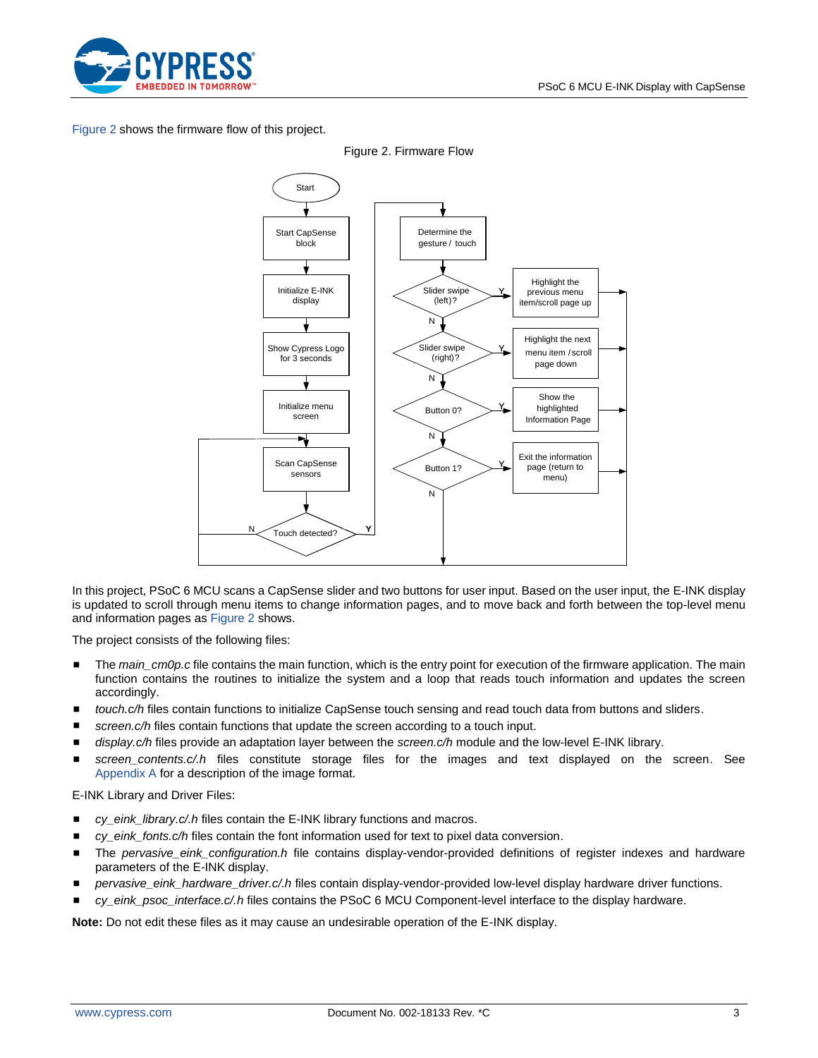Figure 2 shows the firmware flow of this project.

Figure 2. Firmware Flow

In this project, PSoC 6 MCU scans a CapSense slider and two buttons for user input. Based on the user input, the E-INK display is updated to scroll through menu items to change information pages, and to move back and forth between the top-level menu and information pages as Figure 2 shows.

The project consists of the following files:

- The *main_cm0p.c* file contains the main function, which is the entry point for execution of the firmware application. The main function contains the routines to initialize the system and a loop that reads touch information and updates the screen accordingly.
- *touch.c/h* files contain functions to initialize CapSense touch sensing and read touch data from buttons and sliders.
- *screen.c/h* files contain functions that update the screen according to a touch input.
- *display.c/h* files provide an adaptation layer between the *screen.c/h* module and the low-level E-INK library.
- *screen_contents.c/.h* files constitute storage files for the images and text displayed on the screen. See Appendix A for a description of the image format.

E-INK Library and Driver Files:

- *cy_eink_library.c/.h* files contain the E-INK library functions and macros.
- *cy_eink_fonts.c/h* files contain the font information used for text to pixel data conversion.
- The *pervasive_eink_configuration.h* file contains display-vendor-provided definitions of register indexes and hardware parameters of the E-INK display.
- *pervasive_eink_hardware_driver.c/.h* files contain display-vendor-provided low-level display hardware driver functions.
- *cy_eink_psoc_interface.c/.h* files contains the PSoC 6 MCU Component-level interface to the display hardware.

**Note:** Do not edit these files as it may cause an undesirable operation of the E-INK display.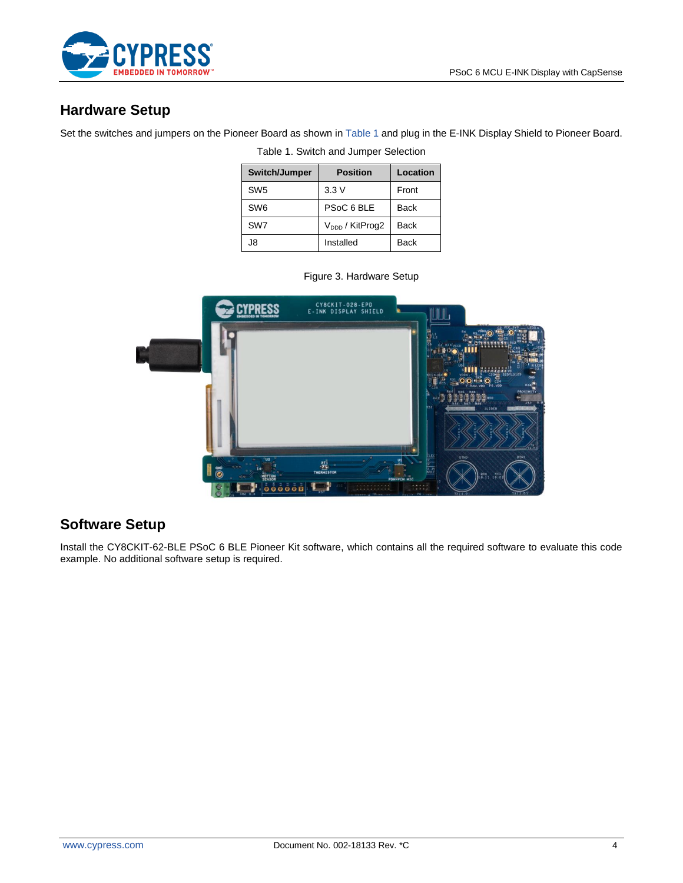## Hardware Setup

Set the switches and jumpers on the Pioneer Board as shown in Table 1 and plug in the E-INK Display Shield to Pioneer Board.

Table 1. Switch and Jumper Selection

| Switch/Jumper | Position | Location |
|---|---|---|
| SW5 | 3.3 V | Front |
| SW6 | PSoC 6 BLE | Back |
| SW7 | $V_{DDD}$ / KitProg2 | Back |
| J8 | Installed | Back |

Figure 3. Hardware Setup

## Software Setup

Install the CY8CKIT-62-BLE PSoC 6 BLE Pioneer Kit software, which contains all the required software to evaluate this code example. No additional software setup is required.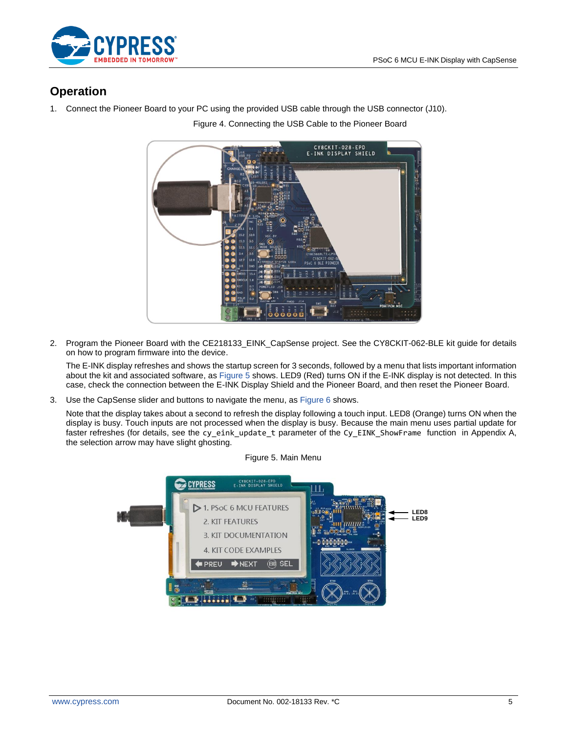## Operation

1. Connect the Pioneer Board to your PC using the provided USB cable through the USB connector (J10).

   Figure 4. Connecting the USB Cable to the Pioneer Board

2. Program the Pioneer Board with the CE218133_EINK_CapSense project. See the CY8CKIT-062-BLE kit guide for details on how to program firmware into the device.

   The E-INK display refreshes and shows the startup screen for 3 seconds, followed by a menu that lists important information about the kit and associated software, as Figure 5 shows. LED9 (Red) turns ON if the E-INK display is not detected. In this case, check the connection between the E-INK Display Shield and the Pioneer Board, and then reset the Pioneer Board.

3. Use the CapSense slider and buttons to navigate the menu, as Figure 6 shows.

   Note that the display takes about a second to refresh the display following a touch input. LED8 (Orange) turns ON when the display is busy. Touch inputs are not processed when the display is busy. Because the main menu uses partial update for faster refreshes (for details, see the `cy_eink_update_t` parameter of the `Cy_EINK_ShowFrame` function in Appendix A, the selection arrow may have slight ghosting.

   Figure 5. Main Menu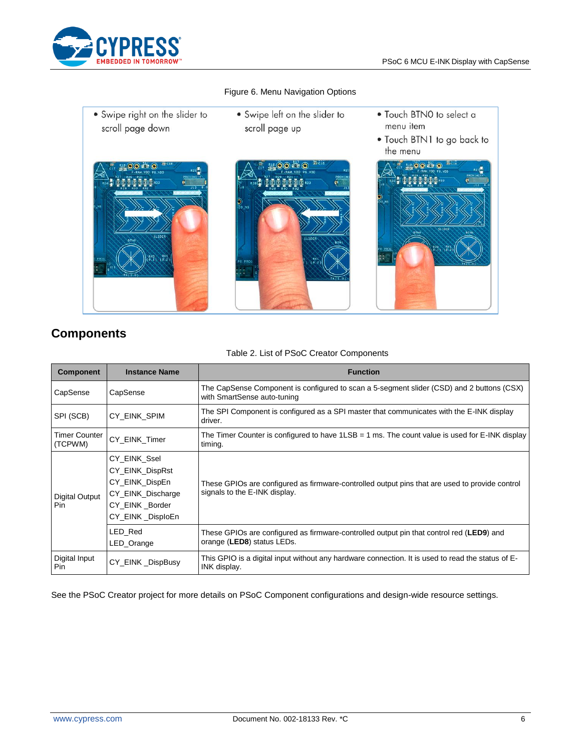Figure 6. Menu Navigation Options

- Swipe right on the slider to scroll page down
- Swipe left on the slider to scroll page up
- Touch BTN0 to select a menu item
- Touch BTN1 to go back to the menu

## Components

Table 2. List of PSoC Creator Components

| Component | Instance Name | Function |
|---|---|---|
| CapSense | CapSense | The CapSense Component is configured to scan a 5-segment slider (CSD) and 2 buttons (CSX) with SmartSense auto-tuning |
| SPI (SCB) | CY_EINK_SPIM | The SPI Component is configured as a SPI master that communicates with the E-INK display driver. |
| Timer Counter (TCPWM) | CY_EINK_Timer | The Timer Counter is configured to have 1LSB = 1 ms. The count value is used for E-INK display timing. |
| Digital Output Pin | CY_EINK_Ssel<br>CY_EINK_DispRst<br>CY_EINK_DispEn<br>CY_EINK_Discharge<br>CY_EINK _Border<br>CY_EINK _DisploEn | These GPIOs are configured as firmware-controlled output pins that are used to provide control signals to the E-INK display. |
| | LED_Red<br>LED_Orange | These GPIOs are configured as firmware-controlled output pin that control red (**LED9**) and orange (**LED8**) status LEDs. |
| Digital Input Pin | CY_EINK _DispBusy | This GPIO is a digital input without any hardware connection. It is used to read the status of E-INK display. |

See the PSoC Creator project for more details on PSoC Component configurations and design-wide resource settings.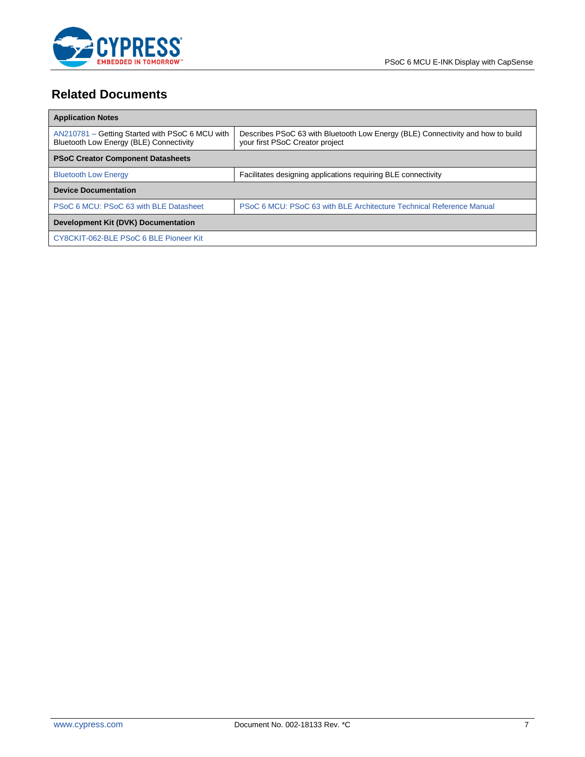## Related Documents

| Application Notes | |
|---|---|
| AN210781 – Getting Started with PSoC 6 MCU with Bluetooth Low Energy (BLE) Connectivity | Describes PSoC 63 with Bluetooth Low Energy (BLE) Connectivity and how to build your first PSoC Creator project |
| **PSoC Creator Component Datasheets** | |
| Bluetooth Low Energy | Facilitates designing applications requiring BLE connectivity |
| **Device Documentation** | |
| PSoC 6 MCU: PSoC 63 with BLE Datasheet | PSoC 6 MCU: PSoC 63 with BLE Architecture Technical Reference Manual |
| **Development Kit (DVK) Documentation** | |
| CY8CKIT-062-BLE PSoC 6 BLE Pioneer Kit | |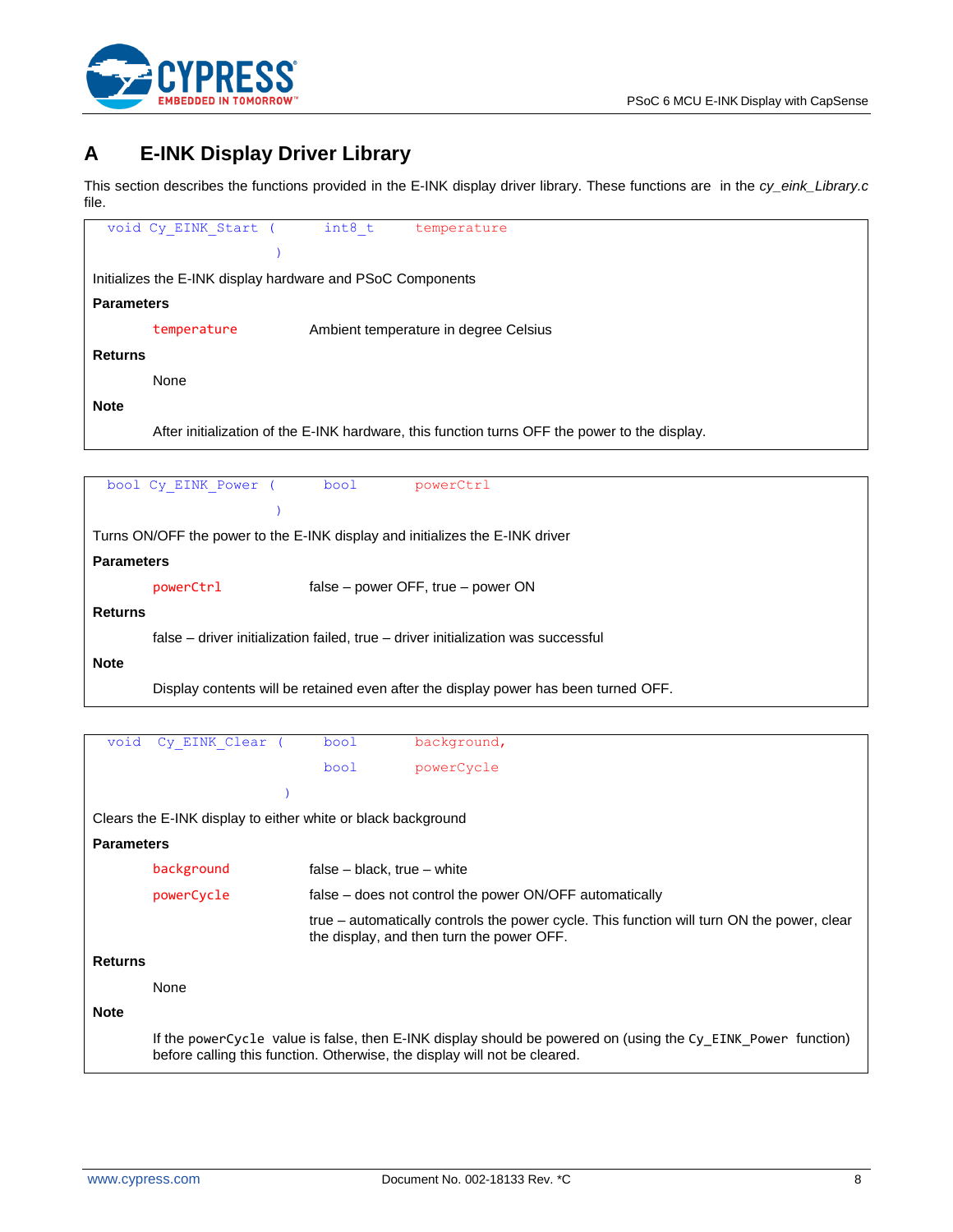# A E-INK Display Driver Library

This section describes the functions provided in the E-INK display driver library. These functions are in the *cy_eink_Library.c* file.

```
void Cy_EINK_Start (    int8_t    temperature
                   )
```

Initializes the E-INK display hardware and PSoC Components

**Parameters**

| | |
|---|---|
| `temperature` | Ambient temperature in degree Celsius |

**Returns**

None

**Note**

After initialization of the E-INK hardware, this function turns OFF the power to the display.

```
bool Cy_EINK_Power (    bool    powerCtrl
                   )
```

Turns ON/OFF the power to the E-INK display and initializes the E-INK driver

**Parameters**

| | |
|---|---|
| `powerCtrl` | false – power OFF, true – power ON |

**Returns**

false – driver initialization failed, true – driver initialization was successful

**Note**

Display contents will be retained even after the display power has been turned OFF.

```
void  Cy_EINK_Clear (    bool    background,
                         bool    powerCycle
                    )
```

Clears the E-INK display to either white or black background

**Parameters**

| | |
|---|---|
| `background` | false – black, true – white |
| `powerCycle` | false – does not control the power ON/OFF automatically |
| | true – automatically controls the power cycle. This function will turn ON the power, clear the display, and then turn the power OFF. |

**Returns**

None

**Note**

If the `powerCycle` value is false, then E-INK display should be powered on (using the `Cy_EINK_Power` function) before calling this function. Otherwise, the display will not be cleared.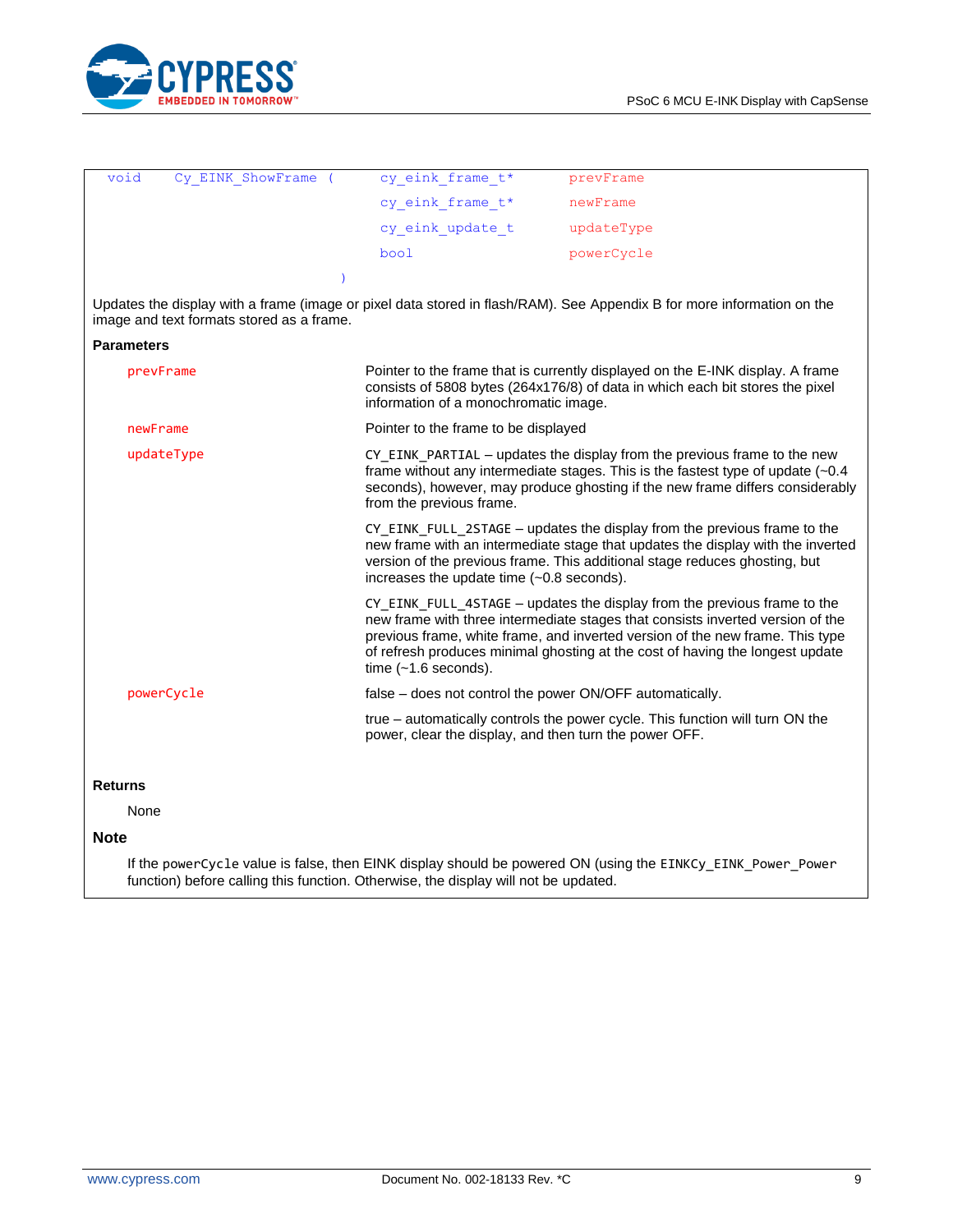```
void Cy_EINK_ShowFrame ( cy_eink_frame_t*  prevFrame
                         cy_eink_frame_t*  newFrame
                         cy_eink_update_t  updateType
                         bool              powerCycle
                       )
```

Updates the display with a frame (image or pixel data stored in flash/RAM). See Appendix B for more information on the image and text formats stored as a frame.

**Parameters**

| Parameter | Description |
|---|---|
| prevFrame | Pointer to the frame that is currently displayed on the E-INK display. A frame consists of 5808 bytes (264x176/8) of data in which each bit stores the pixel information of a monochromatic image. |
| newFrame | Pointer to the frame to be displayed |
| updateType | `CY_EINK_PARTIAL` – updates the display from the previous frame to the new frame without any intermediate stages. This is the fastest type of update (~0.4 seconds), however, may produce ghosting if the new frame differs considerably from the previous frame. |
| | `CY_EINK_FULL_2STAGE` – updates the display from the previous frame to the new frame with an intermediate stage that updates the display with the inverted version of the previous frame. This additional stage reduces ghosting, but increases the update time (~0.8 seconds). |
| | `CY_EINK_FULL_4STAGE` – updates the display from the previous frame to the new frame with three intermediate stages that consists inverted version of the previous frame, white frame, and inverted version of the new frame. This type of refresh produces minimal ghosting at the cost of having the longest update time (~1.6 seconds). |
| powerCycle | false – does not control the power ON/OFF automatically. |
| | true – automatically controls the power cycle. This function will turn ON the power, clear the display, and then turn the power OFF. |

**Returns**

None

**Note**

If the `powerCycle` value is false, then EINK display should be powered ON (using the `EINKCy_EINK_Power_Power` function) before calling this function. Otherwise, the display will not be updated.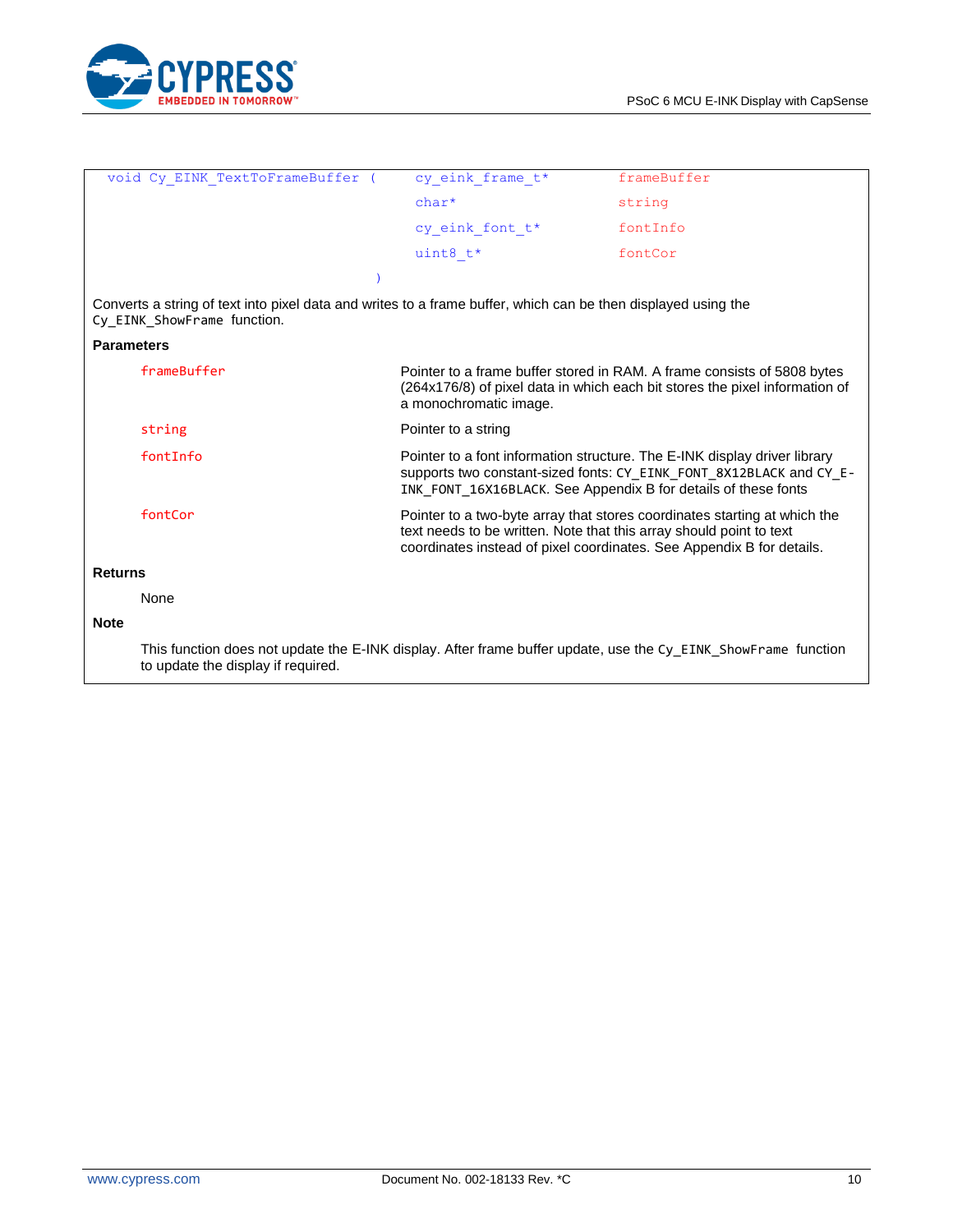```
void Cy_EINK_TextToFrameBuffer ( cy_eink_frame_t*   frameBuffer
                                 char*              string
                                 cy_eink_font_t*    fontInfo
                                 uint8_t*           fontCor
                               )
```

Converts a string of text into pixel data and writes to a frame buffer, which can be then displayed using the `Cy_EINK_ShowFrame` function.

**Parameters**

| | |
|---|---|
| `frameBuffer` | Pointer to a frame buffer stored in RAM. A frame consists of 5808 bytes (264x176/8) of pixel data in which each bit stores the pixel information of a monochromatic image. |
| `string` | Pointer to a string |
| `fontInfo` | Pointer to a font information structure. The E-INK display driver library supports two constant-sized fonts: `CY_EINK_FONT_8X12BLACK` and `CY_E-INK_FONT_16X16BLACK`. See Appendix B for details of these fonts |
| `fontCor` | Pointer to a two-byte array that stores coordinates starting at which the text needs to be written. Note that this array should point to text coordinates instead of pixel coordinates. See Appendix B for details. |

**Returns**

None

**Note**

This function does not update the E-INK display. After frame buffer update, use the `Cy_EINK_ShowFrame` function to update the display if required.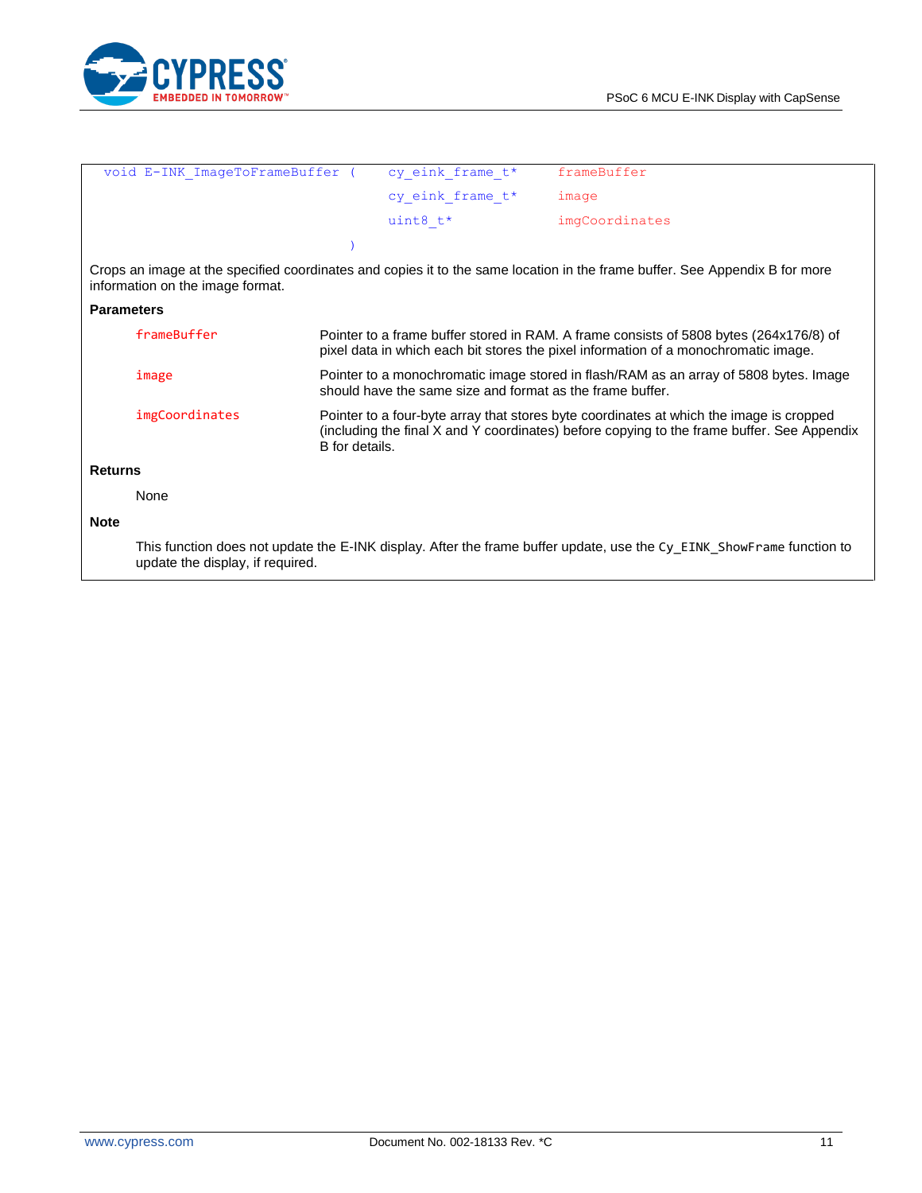```
void E-INK_ImageToFrameBuffer ( cy_eink_frame_t*  frameBuffer
                                cy_eink_frame_t*  image
                                uint8_t*          imgCoordinates
                              )
```

Crops an image at the specified coordinates and copies it to the same location in the frame buffer. See Appendix B for more information on the image format.

**Parameters**

| | |
|---|---|
| `frameBuffer` | Pointer to a frame buffer stored in RAM. A frame consists of 5808 bytes (264x176/8) of pixel data in which each bit stores the pixel information of a monochromatic image. |
| `image` | Pointer to a monochromatic image stored in flash/RAM as an array of 5808 bytes. Image should have the same size and format as the frame buffer. |
| `imgCoordinates` | Pointer to a four-byte array that stores byte coordinates at which the image is cropped (including the final X and Y coordinates) before copying to the frame buffer. See Appendix B for details. |

**Returns**

None

**Note**

This function does not update the E-INK display. After the frame buffer update, use the `Cy_EINK_ShowFrame` function to update the display, if required.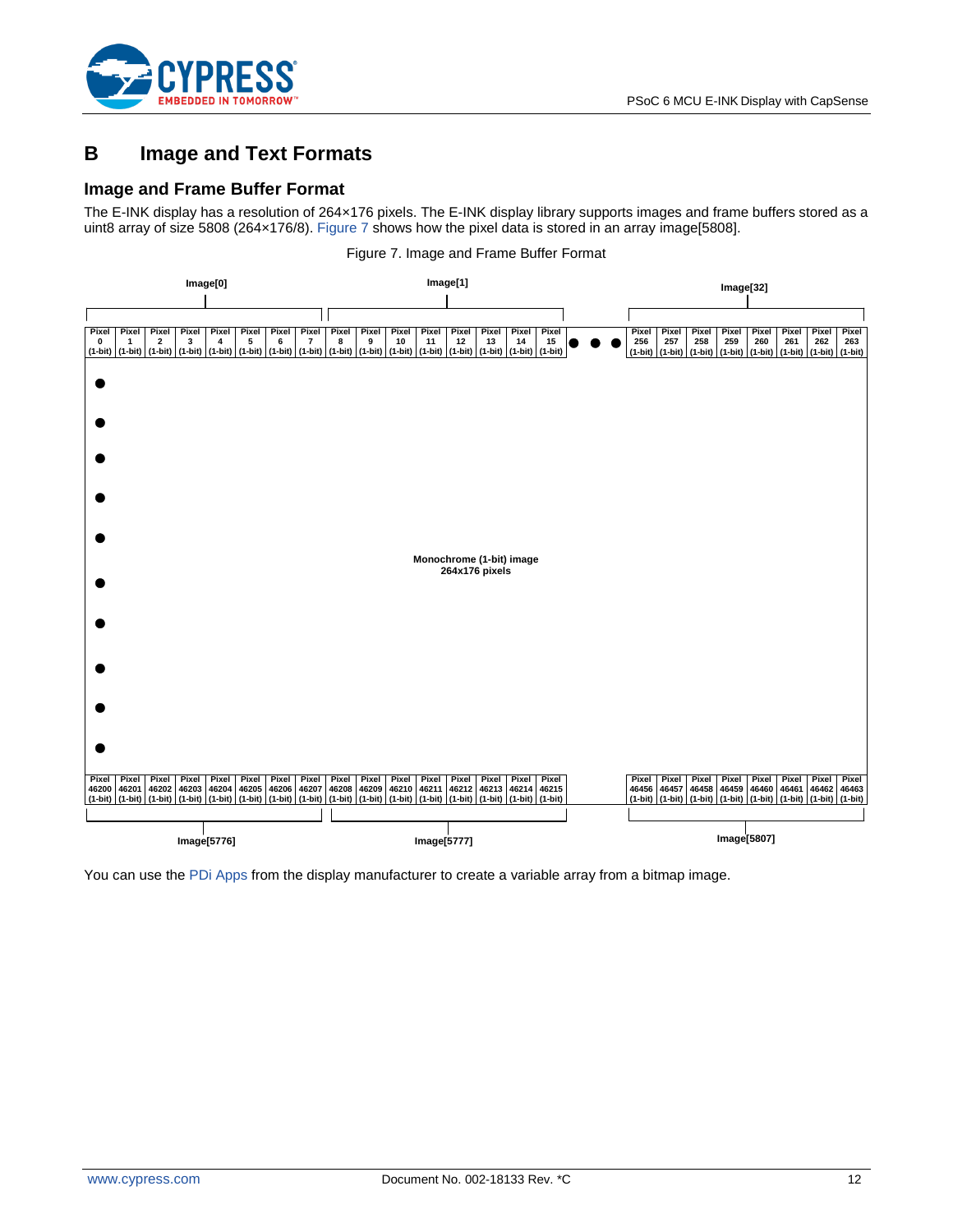# B Image and Text Formats

## Image and Frame Buffer Format

The E-INK display has a resolution of 264×176 pixels. The E-INK display library supports images and frame buffers stored as a uint8 array of size 5808 (264×176/8). Figure 7 shows how the pixel data is stored in an array image[5808].

Figure 7. Image and Frame Buffer Format

| Image[0] | | | | | | | | Image[1] | | | | | | | | ... | Image[32] | | | | | | | |
|---|---|---|---|---|---|---|---|---|---|---|---|---|---|---|---|---|---|---|---|---|---|---|---|---|
| Pixel 0 (1-bit) | Pixel 1 (1-bit) | Pixel 2 (1-bit) | Pixel 3 (1-bit) | Pixel 4 (1-bit) | Pixel 5 (1-bit) | Pixel 6 (1-bit) | Pixel 7 (1-bit) | Pixel 8 (1-bit) | Pixel 9 (1-bit) | Pixel 10 (1-bit) | Pixel 11 (1-bit) | Pixel 12 (1-bit) | Pixel 13 (1-bit) | Pixel 14 (1-bit) | Pixel 15 (1-bit) | ● ● ● | Pixel 256 (1-bit) | Pixel 257 (1-bit) | Pixel 258 (1-bit) | Pixel 259 (1-bit) | Pixel 260 (1-bit) | Pixel 261 (1-bit) | Pixel 262 (1-bit) | Pixel 263 (1-bit) |
| ● | | | | | | | | | | | | | | | | | | | | | | | | |
| ● | | | | | | | | Monochrome (1-bit) image 264x176 pixels | | | | | | | | | | | | | | | | |
| ● | | | | | | | | | | | | | | | | | | | | | | | | |
| Pixel 46200 (1-bit) | Pixel 46201 (1-bit) | Pixel 46202 (1-bit) | Pixel 46203 (1-bit) | Pixel 46204 (1-bit) | Pixel 46205 (1-bit) | Pixel 46206 (1-bit) | Pixel 46207 (1-bit) | Pixel 46208 (1-bit) | Pixel 46209 (1-bit) | Pixel 46210 (1-bit) | Pixel 46211 (1-bit) | Pixel 46212 (1-bit) | Pixel 46213 (1-bit) | Pixel 46214 (1-bit) | Pixel 46215 (1-bit) | | Pixel 46456 (1-bit) | Pixel 46457 (1-bit) | Pixel 46458 (1-bit) | Pixel 46459 (1-bit) | Pixel 46460 (1-bit) | Pixel 46461 (1-bit) | Pixel 46462 (1-bit) | Pixel 46463 (1-bit) |
| Image[5776] | | | | | | | | Image[5777] | | | | | | | | | Image[5807] | | | | | | | |

You can use the PDi Apps from the display manufacturer to create a variable array from a bitmap image.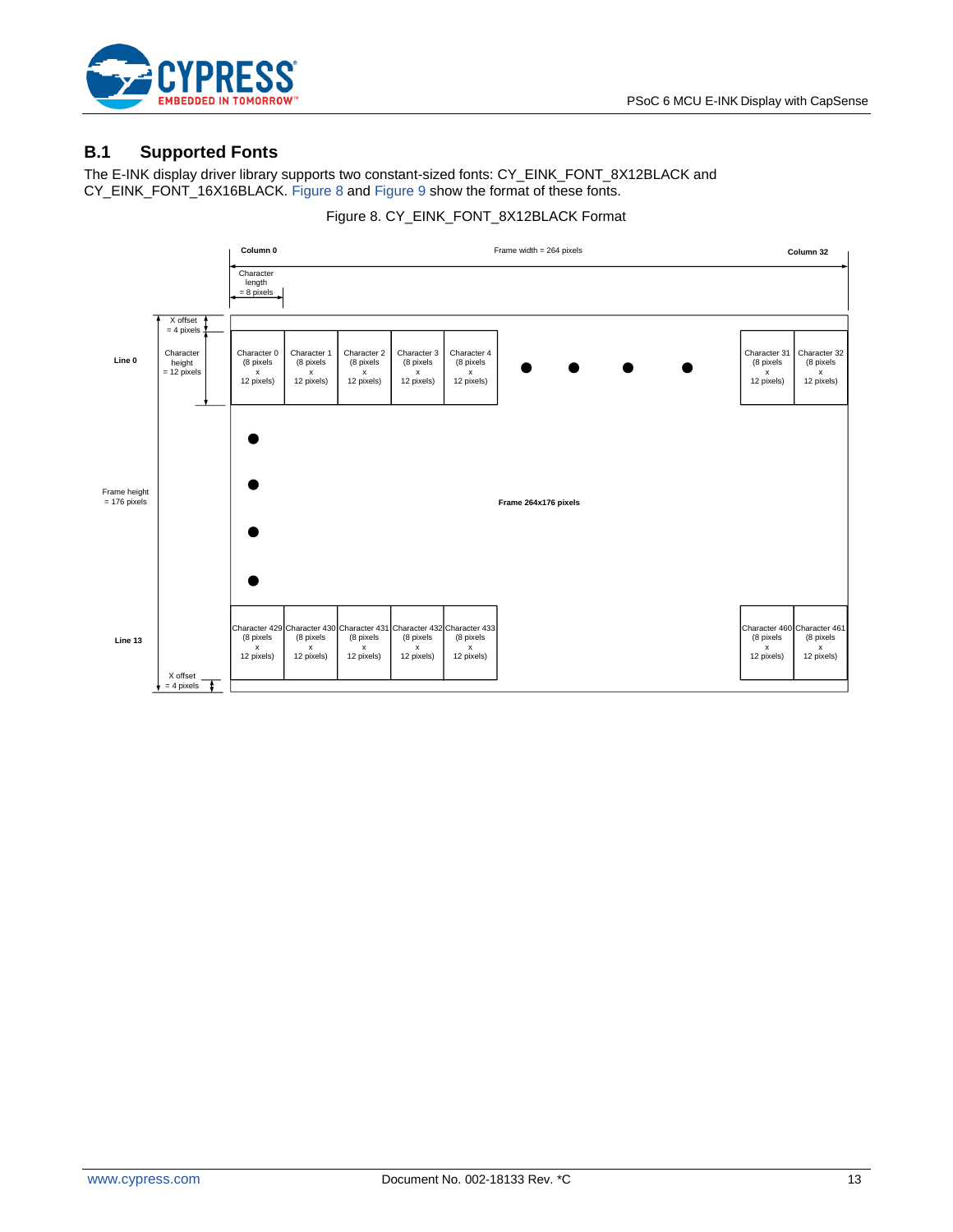## B.1 Supported Fonts

The E-INK display driver library supports two constant-sized fonts: CY_EINK_FONT_8X12BLACK and CY_EINK_FONT_16X16BLACK. Figure 8 and Figure 9 show the format of these fonts.

Figure 8. CY_EINK_FONT_8X12BLACK Format

Column 0 | Frame width = 264 pixels | Column 32

Character length = 8 pixels

X offset = 4 pixels

Line 0 | Character height = 12 pixels | Character 0 (8 pixels x 12 pixels) | Character 1 (8 pixels x 12 pixels) | Character 2 (8 pixels x 12 pixels) | Character 3 (8 pixels x 12 pixels) | Character 4 (8 pixels x 12 pixels) | ... | Character 31 (8 pixels x 12 pixels) | Character 32 (8 pixels x 12 pixels)

Frame height = 176 pixels

Frame 264x176 pixels

Line 13 | Character 429 (8 pixels x 12 pixels) | Character 430 (8 pixels x 12 pixels) | Character 431 (8 pixels x 12 pixels) | Character 432 (8 pixels x 12 pixels) | Character 433 (8 pixels x 12 pixels) | ... | Character 460 (8 pixels x 12 pixels) | Character 461 (8 pixels x 12 pixels)

X offset = 4 pixels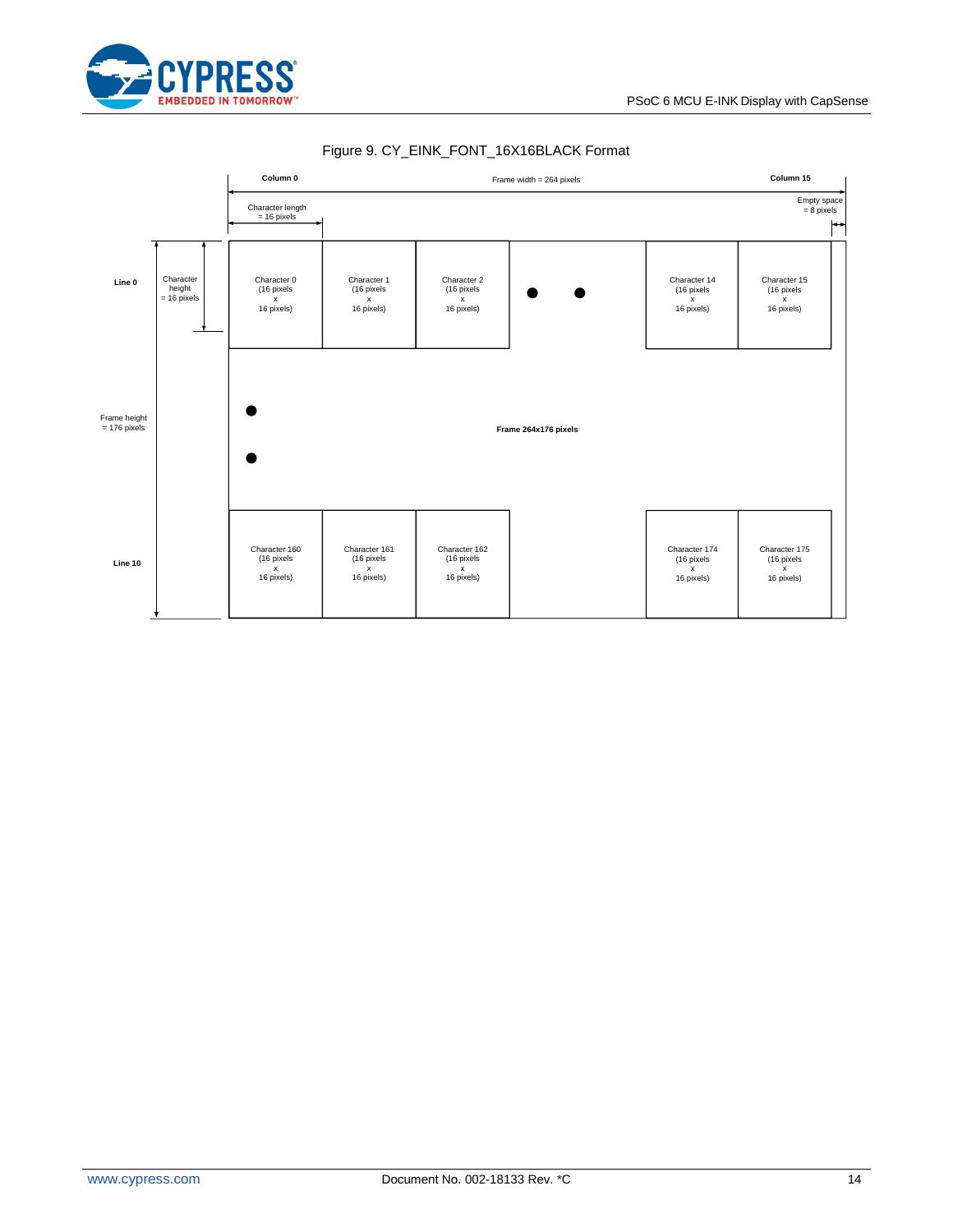Figure 9. CY_EINK_FONT_16X16BLACK Format

Column 0

Frame width = 264 pixels

Column 15

Character length = 16 pixels

Empty space = 8 pixels

Line 0

Character height = 16 pixels

Character 0 (16 pixels x 16 pixels)

Character 1 (16 pixels x 16 pixels)

Character 2 (16 pixels x 16 pixels)

Character 14 (16 pixels x 16 pixels)

Character 15 (16 pixels x 16 pixels)

Frame height = 176 pixels

**Frame 264x176 pixels**

Line 10

Character 160 (16 pixels x 16 pixels)

Character 161 (16 pixels x 16 pixels)

Character 162 (16 pixels x 16 pixels)

Character 174 (16 pixels x 16 pixels)

Character 175 (16 pixels x 16 pixels)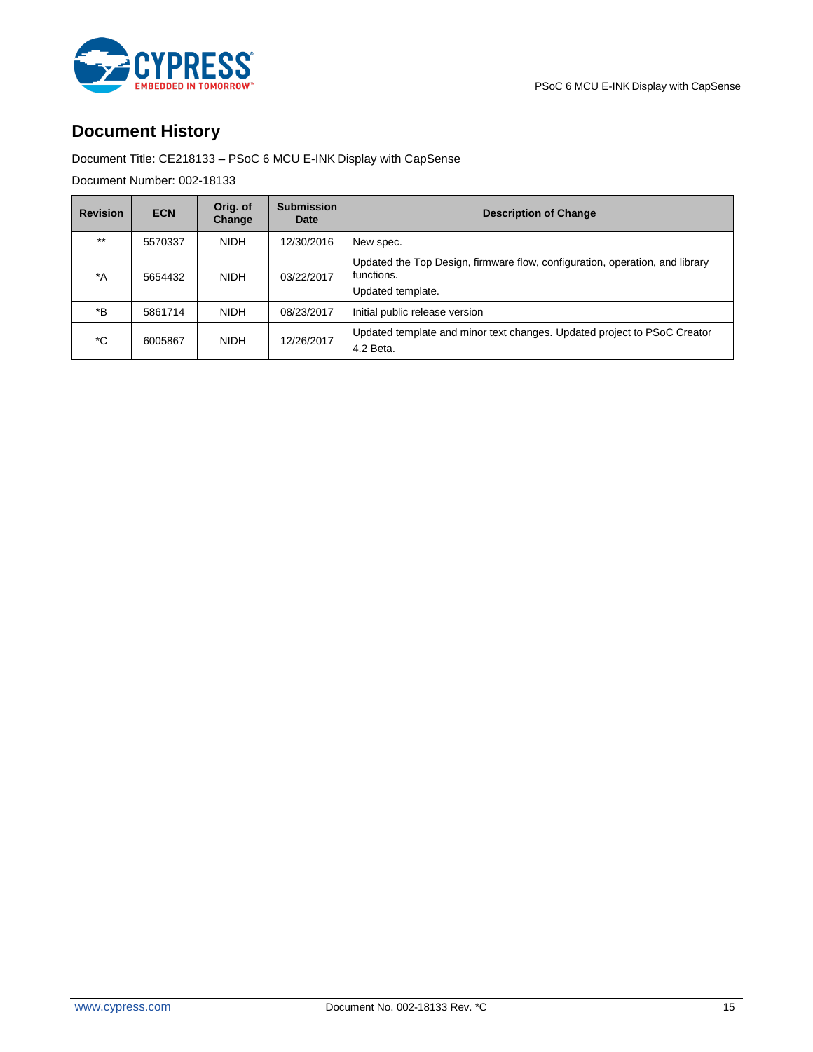## Document History

Document Title: CE218133 – PSoC 6 MCU E-INK Display with CapSense

Document Number: 002-18133

| Revision | ECN | Orig. of Change | Submission Date | Description of Change |
|---|---|---|---|---|
| ** | 5570337 | NIDH | 12/30/2016 | New spec. |
| *A | 5654432 | NIDH | 03/22/2017 | Updated the Top Design, firmware flow, configuration, operation, and library functions.<br>Updated template. |
| *B | 5861714 | NIDH | 08/23/2017 | Initial public release version |
| *C | 6005867 | NIDH | 12/26/2017 | Updated template and minor text changes. Updated project to PSoC Creator 4.2 Beta. |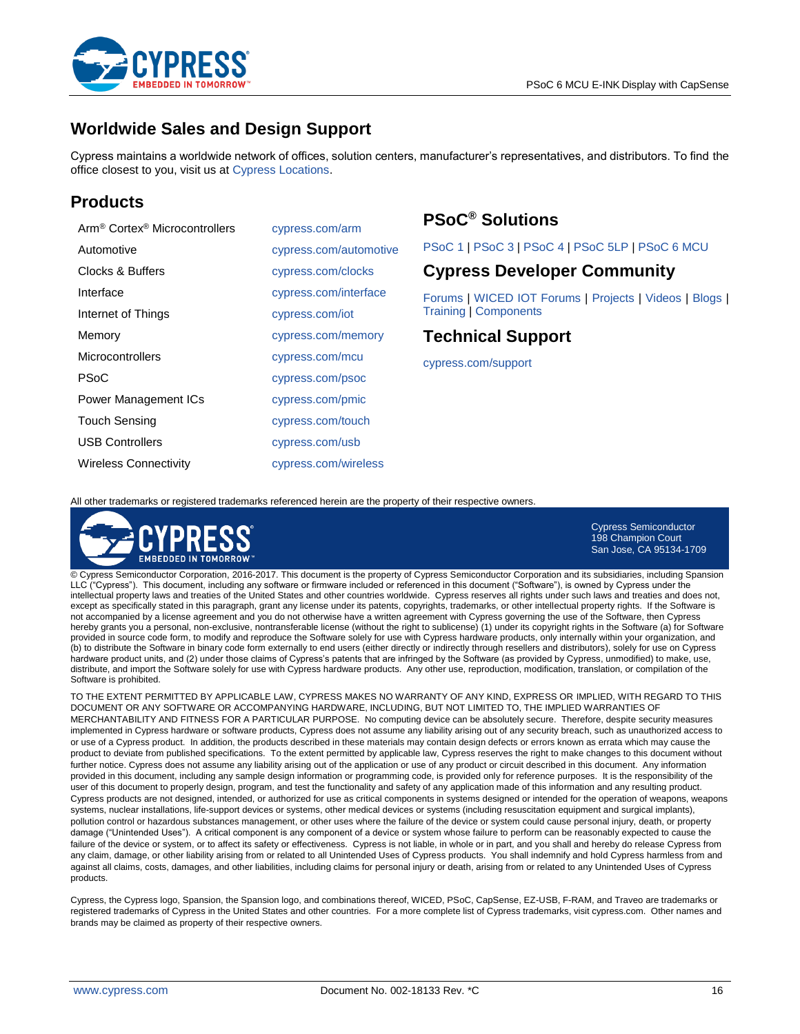## Worldwide Sales and Design Support

Cypress maintains a worldwide network of offices, solution centers, manufacturer's representatives, and distributors. To find the office closest to you, visit us at Cypress Locations.

## Products

| | |
|---|---|
| Arm® Cortex® Microcontrollers | cypress.com/arm |
| Automotive | cypress.com/automotive |
| Clocks & Buffers | cypress.com/clocks |
| Interface | cypress.com/interface |
| Internet of Things | cypress.com/iot |
| Memory | cypress.com/memory |
| Microcontrollers | cypress.com/mcu |
| PSoC | cypress.com/psoc |
| Power Management ICs | cypress.com/pmic |
| Touch Sensing | cypress.com/touch |
| USB Controllers | cypress.com/usb |
| Wireless Connectivity | cypress.com/wireless |

## PSoC® Solutions

PSoC 1 | PSoC 3 | PSoC 4 | PSoC 5LP | PSoC 6 MCU

## Cypress Developer Community

Forums | WICED IOT Forums | Projects | Videos | Blogs | Training | Components

## Technical Support

cypress.com/support

All other trademarks or registered trademarks referenced herein are the property of their respective owners.

Cypress Semiconductor
198 Champion Court
San Jose, CA 95134-1709

© Cypress Semiconductor Corporation, 2016-2017. This document is the property of Cypress Semiconductor Corporation and its subsidiaries, including Spansion LLC ("Cypress"). This document, including any software or firmware included or referenced in this document ("Software"), is owned by Cypress under the intellectual property laws and treaties of the United States and other countries worldwide. Cypress reserves all rights under such laws and treaties and does not, except as specifically stated in this paragraph, grant any license under its patents, copyrights, trademarks, or other intellectual property rights. If the Software is not accompanied by a license agreement and you do not otherwise have a written agreement with Cypress governing the use of the Software, then Cypress hereby grants you a personal, non-exclusive, nontransferable license (without the right to sublicense) (1) under its copyright rights in the Software (a) for Software provided in source code form, to modify and reproduce the Software solely for use with Cypress hardware products, only internally within your organization, and (b) to distribute the Software in binary code form externally to end users (either directly or indirectly through resellers and distributors), solely for use on Cypress hardware product units, and (2) under those claims of Cypress's patents that are infringed by the Software (as provided by Cypress, unmodified) to make, use, distribute, and import the Software solely for use with Cypress hardware products. Any other use, reproduction, modification, translation, or compilation of the Software is prohibited.

TO THE EXTENT PERMITTED BY APPLICABLE LAW, CYPRESS MAKES NO WARRANTY OF ANY KIND, EXPRESS OR IMPLIED, WITH REGARD TO THIS DOCUMENT OR ANY SOFTWARE OR ACCOMPANYING HARDWARE, INCLUDING, BUT NOT LIMITED TO, THE IMPLIED WARRANTIES OF MERCHANTABILITY AND FITNESS FOR A PARTICULAR PURPOSE. No computing device can be absolutely secure. Therefore, despite security measures implemented in Cypress hardware or software products, Cypress does not assume any liability arising out of any security breach, such as unauthorized access to or use of a Cypress product. In addition, the products described in these materials may contain design defects or errors known as errata which may cause the product to deviate from published specifications. To the extent permitted by applicable law, Cypress reserves the right to make changes to this document without further notice. Cypress does not assume any liability arising out of the application or use of any product or circuit described in this document. Any information provided in this document, including any sample design information or programming code, is provided only for reference purposes. It is the responsibility of the user of this document to properly design, program, and test the functionality and safety of any application made of this information and any resulting product. Cypress products are not designed, intended, or authorized for use as critical components in systems designed or intended for the operation of weapons, weapons systems, nuclear installations, life-support devices or systems, other medical devices or systems (including resuscitation equipment and surgical implants), pollution control or hazardous substances management, or other uses where the failure of the device or system could cause personal injury, death, or property damage ("Unintended Uses"). A critical component is any component of a device or system whose failure to perform can be reasonably expected to cause the failure of the device or system, or to affect its safety or effectiveness. Cypress is not liable, in whole or in part, and you shall and hereby do release Cypress from any claim, damage, or other liability arising from or related to all Unintended Uses of Cypress products. You shall indemnify and hold Cypress harmless from and against all claims, costs, damages, and other liabilities, including claims for personal injury or death, arising from or related to any Unintended Uses of Cypress products.

Cypress, the Cypress logo, Spansion, the Spansion logo, and combinations thereof, WICED, PSoC, CapSense, EZ-USB, F-RAM, and Traveo are trademarks or registered trademarks of Cypress in the United States and other countries. For a more complete list of Cypress trademarks, visit cypress.com. Other names and brands may be claimed as property of their respective owners.